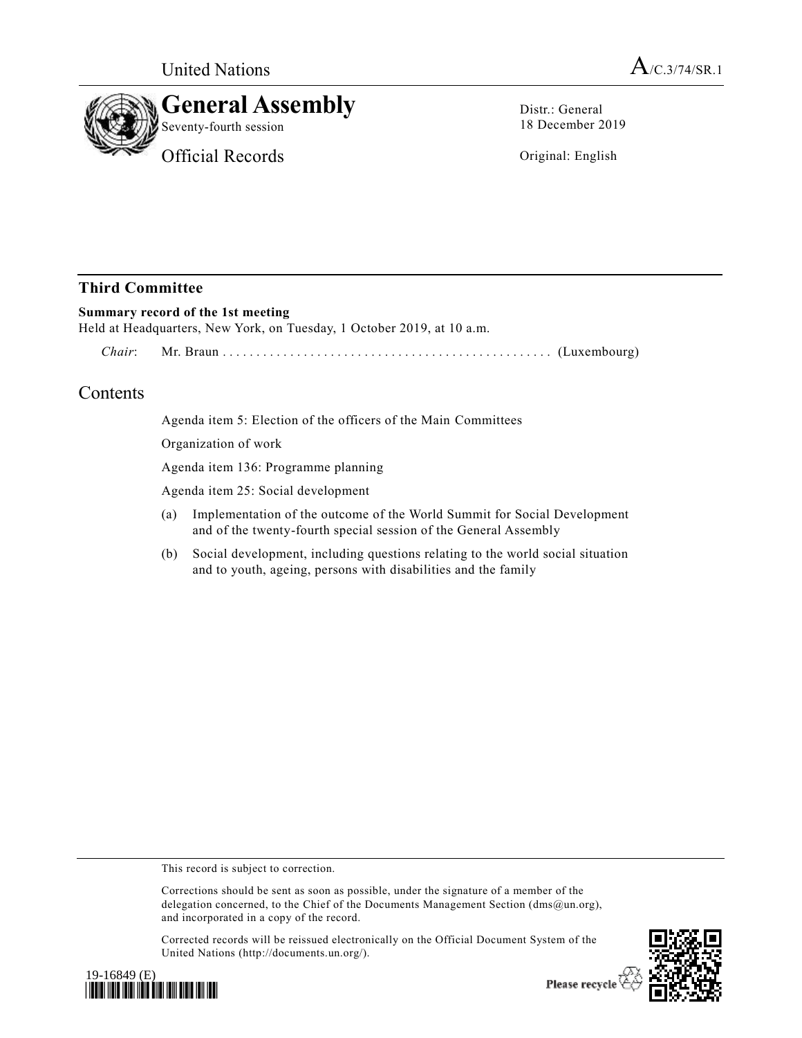United Nations

A/C.3/74/SR.1

# General Assembly

Seventy-fourth session

Official Records

Distr.: General
18 December 2019

Original: English

## Third Committee

**Summary record of the 1st meeting**

Held at Headquarters, New York, on Tuesday, 1 October 2019, at 10 a.m.

*Chair*: Mr. Braun ................................................. (Luxembourg)

## Contents

Agenda item 5: Election of the officers of the Main Committees

Organization of work

Agenda item 136: Programme planning

Agenda item 25: Social development

(a) Implementation of the outcome of the World Summit for Social Development and of the twenty-fourth special session of the General Assembly

(b) Social development, including questions relating to the world social situation and to youth, ageing, persons with disabilities and the family

This record is subject to correction.

Corrections should be sent as soon as possible, under the signature of a member of the delegation concerned, to the Chief of the Documents Management Section (dms@un.org), and incorporated in a copy of the record.

Corrected records will be reissued electronically on the Official Document System of the United Nations (http://documents.un.org/).

19-16849 (E)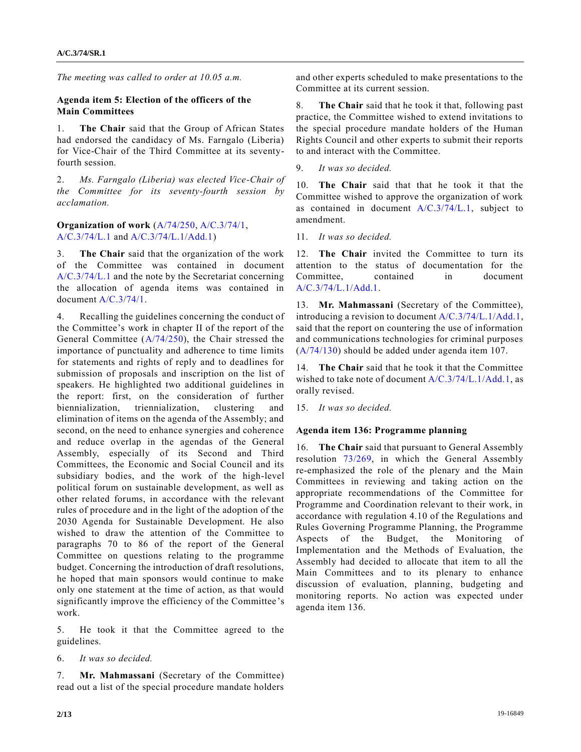*The meeting was called to order at 10.05 a.m.*

**Agenda item 5: Election of the officers of the Main Committees**

1. **The Chair** said that the Group of African States had endorsed the candidacy of Ms. Farngalo (Liberia) for Vice-Chair of the Third Committee at its seventy-fourth session.

2. *Ms. Farngalo (Liberia) was elected Vice-Chair of the Committee for its seventy-fourth session by acclamation.*

**Organization of work** (A/74/250, A/C.3/74/1, A/C.3/74/L.1 and A/C.3/74/L.1/Add.1)

3. **The Chair** said that the organization of the work of the Committee was contained in document A/C.3/74/L.1 and the note by the Secretariat concerning the allocation of agenda items was contained in document A/C.3/74/1.

4. Recalling the guidelines concerning the conduct of the Committee's work in chapter II of the report of the General Committee (A/74/250), the Chair stressed the importance of punctuality and adherence to time limits for statements and rights of reply and to deadlines for submission of proposals and inscription on the list of speakers. He highlighted two additional guidelines in the report: first, on the consideration of further biennialization, triennialization, clustering and elimination of items on the agenda of the Assembly; and second, on the need to enhance synergies and coherence and reduce overlap in the agendas of the General Assembly, especially of its Second and Third Committees, the Economic and Social Council and its subsidiary bodies, and the work of the high-level political forum on sustainable development, as well as other related forums, in accordance with the relevant rules of procedure and in the light of the adoption of the 2030 Agenda for Sustainable Development. He also wished to draw the attention of the Committee to paragraphs 70 to 86 of the report of the General Committee on questions relating to the programme budget. Concerning the introduction of draft resolutions, he hoped that main sponsors would continue to make only one statement at the time of action, as that would significantly improve the efficiency of the Committee's work.

5. He took it that the Committee agreed to the guidelines.

6. *It was so decided.*

7. **Mr. Mahmassani** (Secretary of the Committee) read out a list of the special procedure mandate holders and other experts scheduled to make presentations to the Committee at its current session.

8. **The Chair** said that he took it that, following past practice, the Committee wished to extend invitations to the special procedure mandate holders of the Human Rights Council and other experts to submit their reports to and interact with the Committee.

9. *It was so decided.*

10. **The Chair** said that that he took it that the Committee wished to approve the organization of work as contained in document A/C.3/74/L.1, subject to amendment.

11. *It was so decided.*

12. **The Chair** invited the Committee to turn its attention to the status of documentation for the Committee, contained in document A/C.3/74/L.1/Add.1.

13. **Mr. Mahmassani** (Secretary of the Committee), introducing a revision to document A/C.3/74/L.1/Add.1, said that the report on countering the use of information and communications technologies for criminal purposes (A/74/130) should be added under agenda item 107.

14. **The Chair** said that he took it that the Committee wished to take note of document A/C.3/74/L.1/Add.1, as orally revised.

15. *It was so decided.*

**Agenda item 136: Programme planning**

16. **The Chair** said that pursuant to General Assembly resolution 73/269, in which the General Assembly re-emphasized the role of the plenary and the Main Committees in reviewing and taking action on the appropriate recommendations of the Committee for Programme and Coordination relevant to their work, in accordance with regulation 4.10 of the Regulations and Rules Governing Programme Planning, the Programme Aspects of the Budget, the Monitoring of Implementation and the Methods of Evaluation, the Assembly had decided to allocate that item to all the Main Committees and to its plenary to enhance discussion of evaluation, planning, budgeting and monitoring reports. No action was expected under agenda item 136.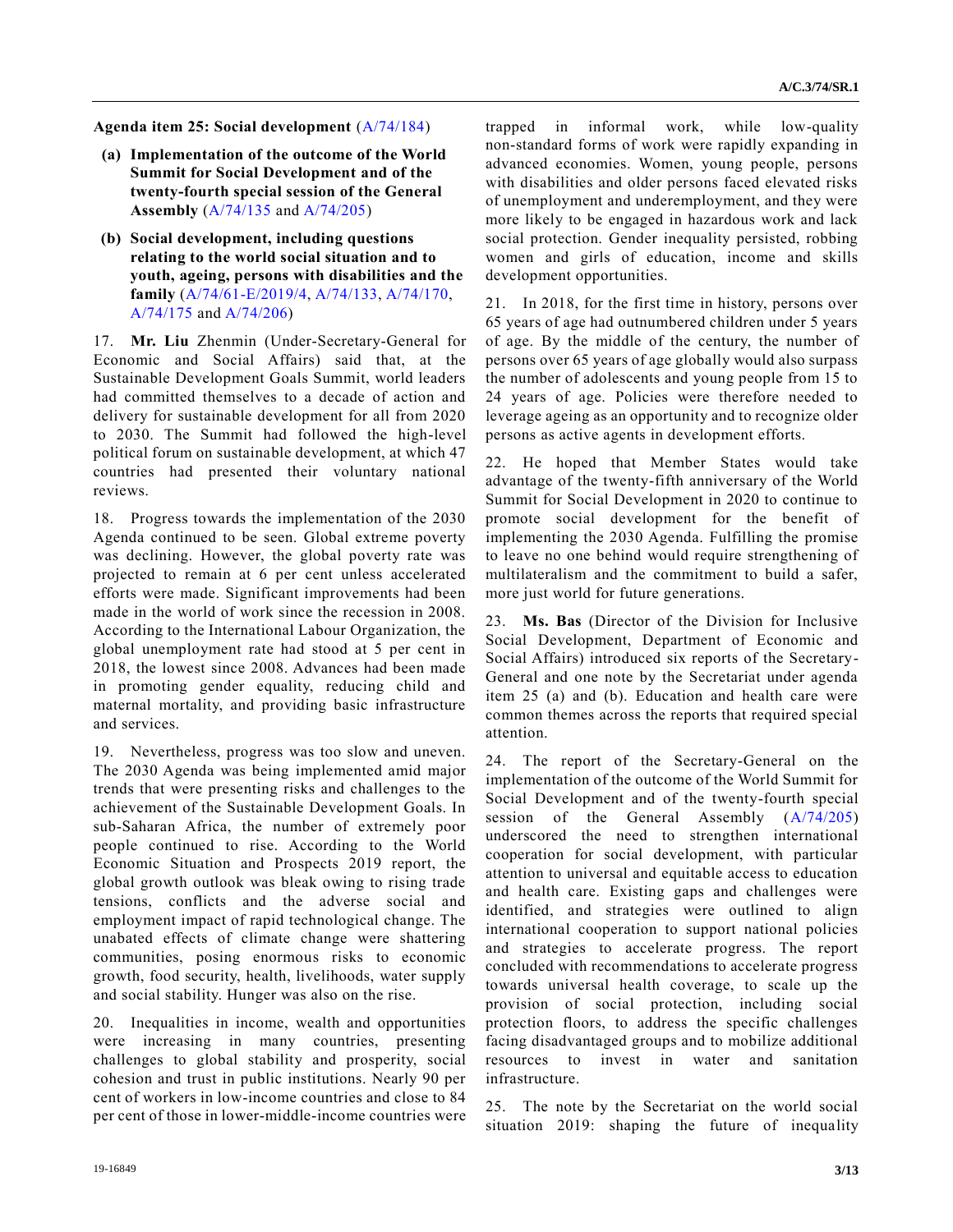**Agenda item 25: Social development** (A/74/184)

**(a) Implementation of the outcome of the World Summit for Social Development and of the twenty-fourth special session of the General Assembly** (A/74/135 and A/74/205)

**(b) Social development, including questions relating to the world social situation and to youth, ageing, persons with disabilities and the family** (A/74/61-E/2019/4, A/74/133, A/74/170, A/74/175 and A/74/206)

17. **Mr. Liu** Zhenmin (Under-Secretary-General for Economic and Social Affairs) said that, at the Sustainable Development Goals Summit, world leaders had committed themselves to a decade of action and delivery for sustainable development for all from 2020 to 2030. The Summit had followed the high-level political forum on sustainable development, at which 47 countries had presented their voluntary national reviews.

18. Progress towards the implementation of the 2030 Agenda continued to be seen. Global extreme poverty was declining. However, the global poverty rate was projected to remain at 6 per cent unless accelerated efforts were made. Significant improvements had been made in the world of work since the recession in 2008. According to the International Labour Organization, the global unemployment rate had stood at 5 per cent in 2018, the lowest since 2008. Advances had been made in promoting gender equality, reducing child and maternal mortality, and providing basic infrastructure and services.

19. Nevertheless, progress was too slow and uneven. The 2030 Agenda was being implemented amid major trends that were presenting risks and challenges to the achievement of the Sustainable Development Goals. In sub-Saharan Africa, the number of extremely poor people continued to rise. According to the World Economic Situation and Prospects 2019 report, the global growth outlook was bleak owing to rising trade tensions, conflicts and the adverse social and employment impact of rapid technological change. The unabated effects of climate change were shattering communities, posing enormous risks to economic growth, food security, health, livelihoods, water supply and social stability. Hunger was also on the rise.

20. Inequalities in income, wealth and opportunities were increasing in many countries, presenting challenges to global stability and prosperity, social cohesion and trust in public institutions. Nearly 90 per cent of workers in low-income countries and close to 84 per cent of those in lower-middle-income countries were trapped in informal work, while low-quality non-standard forms of work were rapidly expanding in advanced economies. Women, young people, persons with disabilities and older persons faced elevated risks of unemployment and underemployment, and they were more likely to be engaged in hazardous work and lack social protection. Gender inequality persisted, robbing women and girls of education, income and skills development opportunities.

21. In 2018, for the first time in history, persons over 65 years of age had outnumbered children under 5 years of age. By the middle of the century, the number of persons over 65 years of age globally would also surpass the number of adolescents and young people from 15 to 24 years of age. Policies were therefore needed to leverage ageing as an opportunity and to recognize older persons as active agents in development efforts.

22. He hoped that Member States would take advantage of the twenty-fifth anniversary of the World Summit for Social Development in 2020 to continue to promote social development for the benefit of implementing the 2030 Agenda. Fulfilling the promise to leave no one behind would require strengthening of multilateralism and the commitment to build a safer, more just world for future generations.

23. **Ms. Bas** (Director of the Division for Inclusive Social Development, Department of Economic and Social Affairs) introduced six reports of the Secretary-General and one note by the Secretariat under agenda item 25 (a) and (b). Education and health care were common themes across the reports that required special attention.

24. The report of the Secretary-General on the implementation of the outcome of the World Summit for Social Development and of the twenty-fourth special session of the General Assembly (A/74/205) underscored the need to strengthen international cooperation for social development, with particular attention to universal and equitable access to education and health care. Existing gaps and challenges were identified, and strategies were outlined to align international cooperation to support national policies and strategies to accelerate progress. The report concluded with recommendations to accelerate progress towards universal health coverage, to scale up the provision of social protection, including social protection floors, to address the specific challenges facing disadvantaged groups and to mobilize additional resources to invest in water and sanitation infrastructure.

25. The note by the Secretariat on the world social situation 2019: shaping the future of inequality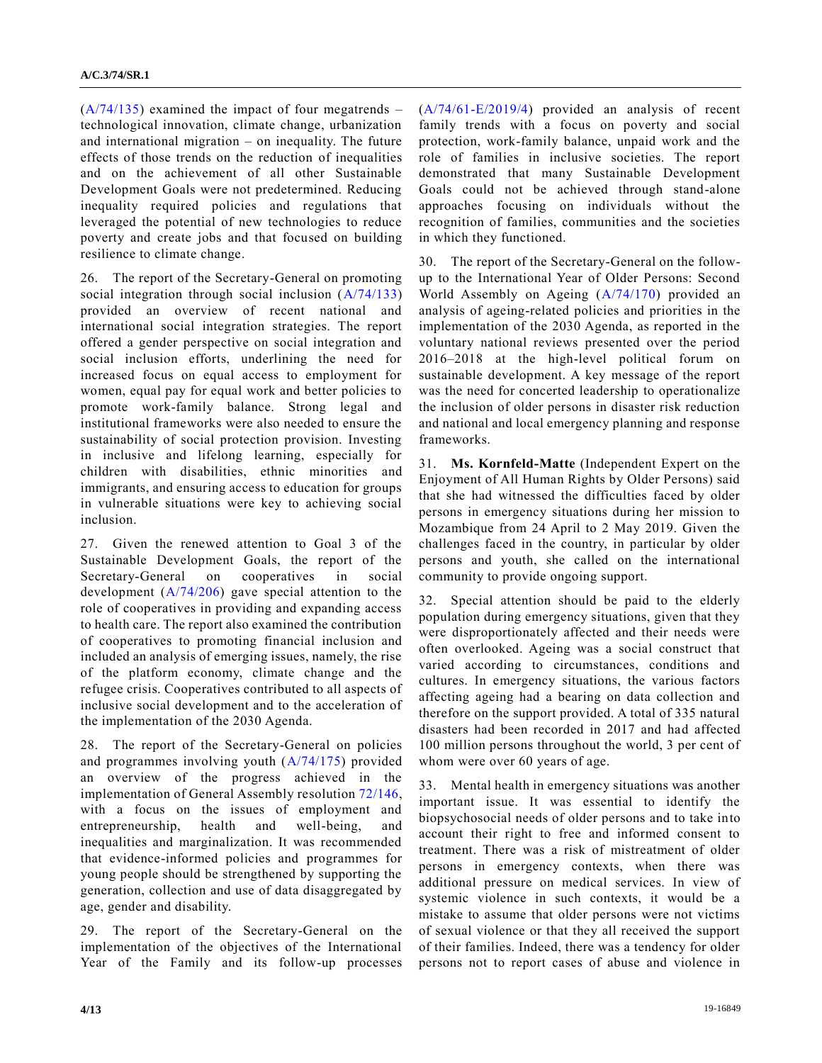(A/74/135) examined the impact of four megatrends – technological innovation, climate change, urbanization and international migration – on inequality. The future effects of those trends on the reduction of inequalities and on the achievement of all other Sustainable Development Goals were not predetermined. Reducing inequality required policies and regulations that leveraged the potential of new technologies to reduce poverty and create jobs and that focused on building resilience to climate change.

26. The report of the Secretary-General on promoting social integration through social inclusion (A/74/133) provided an overview of recent national and international social integration strategies. The report offered a gender perspective on social integration and social inclusion efforts, underlining the need for increased focus on equal access to employment for women, equal pay for equal work and better policies to promote work-family balance. Strong legal and institutional frameworks were also needed to ensure the sustainability of social protection provision. Investing in inclusive and lifelong learning, especially for children with disabilities, ethnic minorities and immigrants, and ensuring access to education for groups in vulnerable situations were key to achieving social inclusion.

27. Given the renewed attention to Goal 3 of the Sustainable Development Goals, the report of the Secretary-General on cooperatives in social development (A/74/206) gave special attention to the role of cooperatives in providing and expanding access to health care. The report also examined the contribution of cooperatives to promoting financial inclusion and included an analysis of emerging issues, namely, the rise of the platform economy, climate change and the refugee crisis. Cooperatives contributed to all aspects of inclusive social development and to the acceleration of the implementation of the 2030 Agenda.

28. The report of the Secretary-General on policies and programmes involving youth (A/74/175) provided an overview of the progress achieved in the implementation of General Assembly resolution 72/146, with a focus on the issues of employment and entrepreneurship, health and well-being, and inequalities and marginalization. It was recommended that evidence-informed policies and programmes for young people should be strengthened by supporting the generation, collection and use of data disaggregated by age, gender and disability.

29. The report of the Secretary-General on the implementation of the objectives of the International Year of the Family and its follow-up processes (A/74/61-E/2019/4) provided an analysis of recent family trends with a focus on poverty and social protection, work-family balance, unpaid work and the role of families in inclusive societies. The report demonstrated that many Sustainable Development Goals could not be achieved through stand-alone approaches focusing on individuals without the recognition of families, communities and the societies in which they functioned.

30. The report of the Secretary-General on the follow-up to the International Year of Older Persons: Second World Assembly on Ageing (A/74/170) provided an analysis of ageing-related policies and priorities in the implementation of the 2030 Agenda, as reported in the voluntary national reviews presented over the period 2016–2018 at the high-level political forum on sustainable development. A key message of the report was the need for concerted leadership to operationalize the inclusion of older persons in disaster risk reduction and national and local emergency planning and response frameworks.

31. **Ms. Kornfeld-Matte** (Independent Expert on the Enjoyment of All Human Rights by Older Persons) said that she had witnessed the difficulties faced by older persons in emergency situations during her mission to Mozambique from 24 April to 2 May 2019. Given the challenges faced in the country, in particular by older persons and youth, she called on the international community to provide ongoing support.

32. Special attention should be paid to the elderly population during emergency situations, given that they were disproportionately affected and their needs were often overlooked. Ageing was a social construct that varied according to circumstances, conditions and cultures. In emergency situations, the various factors affecting ageing had a bearing on data collection and therefore on the support provided. A total of 335 natural disasters had been recorded in 2017 and had affected 100 million persons throughout the world, 3 per cent of whom were over 60 years of age.

33. Mental health in emergency situations was another important issue. It was essential to identify the biopsychosocial needs of older persons and to take into account their right to free and informed consent to treatment. There was a risk of mistreatment of older persons in emergency contexts, when there was additional pressure on medical services. In view of systemic violence in such contexts, it would be a mistake to assume that older persons were not victims of sexual violence or that they all received the support of their families. Indeed, there was a tendency for older persons not to report cases of abuse and violence in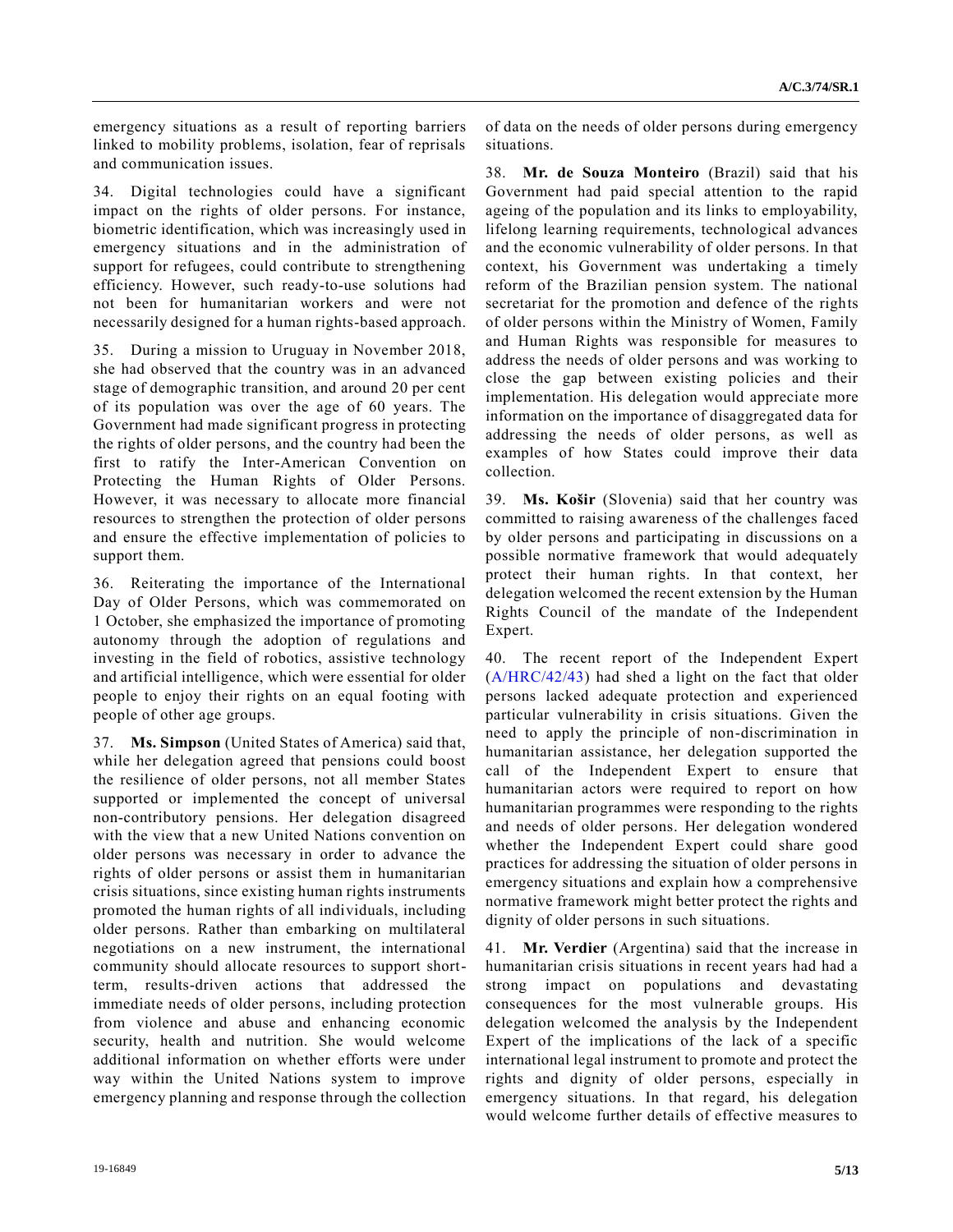emergency situations as a result of reporting barriers linked to mobility problems, isolation, fear of reprisals and communication issues.

34. Digital technologies could have a significant impact on the rights of older persons. For instance, biometric identification, which was increasingly used in emergency situations and in the administration of support for refugees, could contribute to strengthening efficiency. However, such ready-to-use solutions had not been for humanitarian workers and were not necessarily designed for a human rights-based approach.

35. During a mission to Uruguay in November 2018, she had observed that the country was in an advanced stage of demographic transition, and around 20 per cent of its population was over the age of 60 years. The Government had made significant progress in protecting the rights of older persons, and the country had been the first to ratify the Inter-American Convention on Protecting the Human Rights of Older Persons. However, it was necessary to allocate more financial resources to strengthen the protection of older persons and ensure the effective implementation of policies to support them.

36. Reiterating the importance of the International Day of Older Persons, which was commemorated on 1 October, she emphasized the importance of promoting autonomy through the adoption of regulations and investing in the field of robotics, assistive technology and artificial intelligence, which were essential for older people to enjoy their rights on an equal footing with people of other age groups.

37. **Ms. Simpson** (United States of America) said that, while her delegation agreed that pensions could boost the resilience of older persons, not all member States supported or implemented the concept of universal non-contributory pensions. Her delegation disagreed with the view that a new United Nations convention on older persons was necessary in order to advance the rights of older persons or assist them in humanitarian crisis situations, since existing human rights instruments promoted the human rights of all individuals, including older persons. Rather than embarking on multilateral negotiations on a new instrument, the international community should allocate resources to support short-term, results-driven actions that addressed the immediate needs of older persons, including protection from violence and abuse and enhancing economic security, health and nutrition. She would welcome additional information on whether efforts were under way within the United Nations system to improve emergency planning and response through the collection of data on the needs of older persons during emergency situations.

38. **Mr. de Souza Monteiro** (Brazil) said that his Government had paid special attention to the rapid ageing of the population and its links to employability, lifelong learning requirements, technological advances and the economic vulnerability of older persons. In that context, his Government was undertaking a timely reform of the Brazilian pension system. The national secretariat for the promotion and defence of the rights of older persons within the Ministry of Women, Family and Human Rights was responsible for measures to address the needs of older persons and was working to close the gap between existing policies and their implementation. His delegation would appreciate more information on the importance of disaggregated data for addressing the needs of older persons, as well as examples of how States could improve their data collection.

39. **Ms. Košir** (Slovenia) said that her country was committed to raising awareness of the challenges faced by older persons and participating in discussions on a possible normative framework that would adequately protect their human rights. In that context, her delegation welcomed the recent extension by the Human Rights Council of the mandate of the Independent Expert.

40. The recent report of the Independent Expert (A/HRC/42/43) had shed a light on the fact that older persons lacked adequate protection and experienced particular vulnerability in crisis situations. Given the need to apply the principle of non-discrimination in humanitarian assistance, her delegation supported the call of the Independent Expert to ensure that humanitarian actors were required to report on how humanitarian programmes were responding to the rights and needs of older persons. Her delegation wondered whether the Independent Expert could share good practices for addressing the situation of older persons in emergency situations and explain how a comprehensive normative framework might better protect the rights and dignity of older persons in such situations.

41. **Mr. Verdier** (Argentina) said that the increase in humanitarian crisis situations in recent years had had a strong impact on populations and devastating consequences for the most vulnerable groups. His delegation welcomed the analysis by the Independent Expert of the implications of the lack of a specific international legal instrument to promote and protect the rights and dignity of older persons, especially in emergency situations. In that regard, his delegation would welcome further details of effective measures to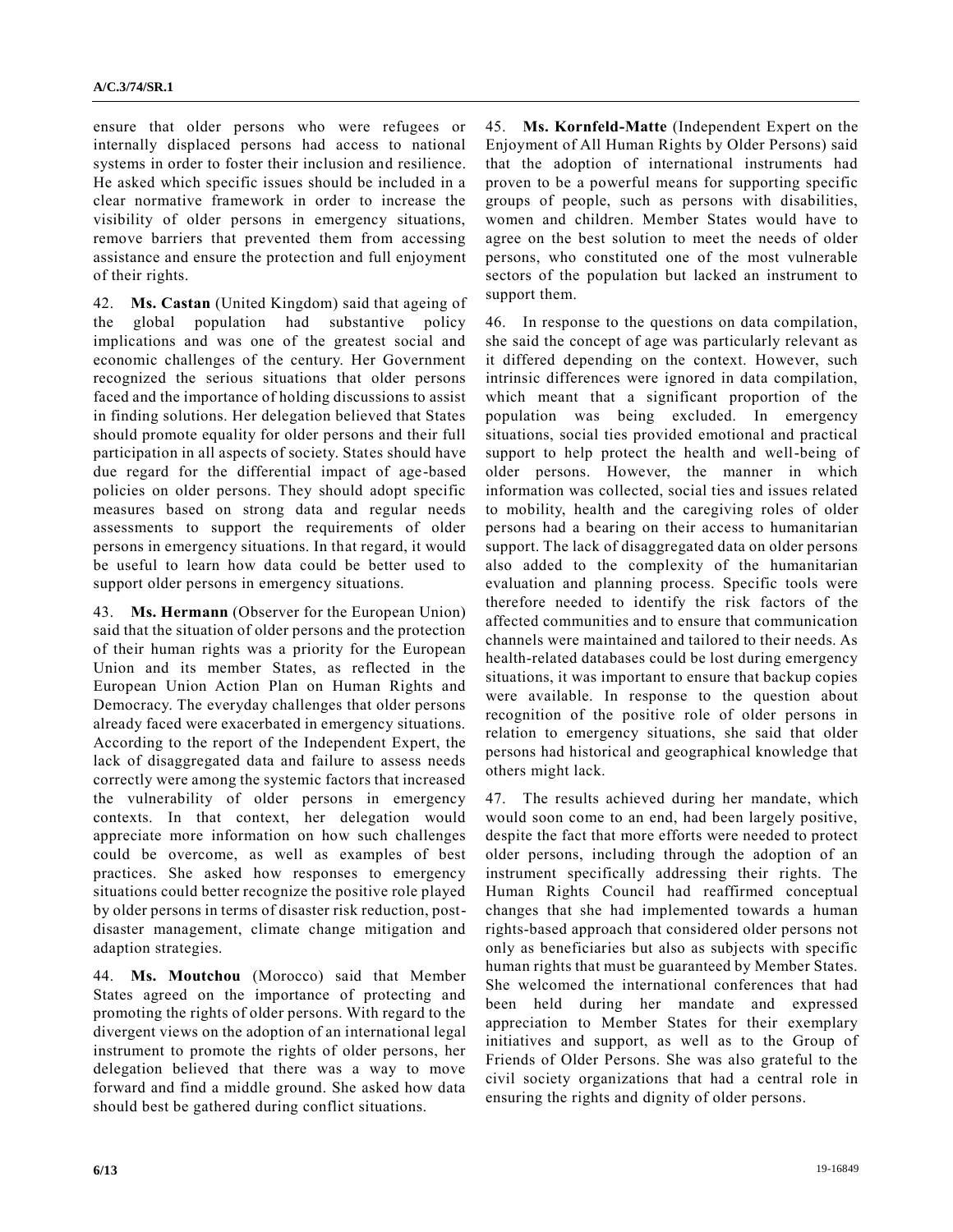ensure that older persons who were refugees or internally displaced persons had access to national systems in order to foster their inclusion and resilience. He asked which specific issues should be included in a clear normative framework in order to increase the visibility of older persons in emergency situations, remove barriers that prevented them from accessing assistance and ensure the protection and full enjoyment of their rights.

42. **Ms. Castan** (United Kingdom) said that ageing of the global population had substantive policy implications and was one of the greatest social and economic challenges of the century. Her Government recognized the serious situations that older persons faced and the importance of holding discussions to assist in finding solutions. Her delegation believed that States should promote equality for older persons and their full participation in all aspects of society. States should have due regard for the differential impact of age-based policies on older persons. They should adopt specific measures based on strong data and regular needs assessments to support the requirements of older persons in emergency situations. In that regard, it would be useful to learn how data could be better used to support older persons in emergency situations.

43. **Ms. Hermann** (Observer for the European Union) said that the situation of older persons and the protection of their human rights was a priority for the European Union and its member States, as reflected in the European Union Action Plan on Human Rights and Democracy. The everyday challenges that older persons already faced were exacerbated in emergency situations. According to the report of the Independent Expert, the lack of disaggregated data and failure to assess needs correctly were among the systemic factors that increased the vulnerability of older persons in emergency contexts. In that context, her delegation would appreciate more information on how such challenges could be overcome, as well as examples of best practices. She asked how responses to emergency situations could better recognize the positive role played by older persons in terms of disaster risk reduction, post-disaster management, climate change mitigation and adaption strategies.

44. **Ms. Moutchou** (Morocco) said that Member States agreed on the importance of protecting and promoting the rights of older persons. With regard to the divergent views on the adoption of an international legal instrument to promote the rights of older persons, her delegation believed that there was a way to move forward and find a middle ground. She asked how data should best be gathered during conflict situations.

45. **Ms. Kornfeld-Matte** (Independent Expert on the Enjoyment of All Human Rights by Older Persons) said that the adoption of international instruments had proven to be a powerful means for supporting specific groups of people, such as persons with disabilities, women and children. Member States would have to agree on the best solution to meet the needs of older persons, who constituted one of the most vulnerable sectors of the population but lacked an instrument to support them.

46. In response to the questions on data compilation, she said the concept of age was particularly relevant as it differed depending on the context. However, such intrinsic differences were ignored in data compilation, which meant that a significant proportion of the population was being excluded. In emergency situations, social ties provided emotional and practical support to help protect the health and well-being of older persons. However, the manner in which information was collected, social ties and issues related to mobility, health and the caregiving roles of older persons had a bearing on their access to humanitarian support. The lack of disaggregated data on older persons also added to the complexity of the humanitarian evaluation and planning process. Specific tools were therefore needed to identify the risk factors of the affected communities and to ensure that communication channels were maintained and tailored to their needs. As health-related databases could be lost during emergency situations, it was important to ensure that backup copies were available. In response to the question about recognition of the positive role of older persons in relation to emergency situations, she said that older persons had historical and geographical knowledge that others might lack.

47. The results achieved during her mandate, which would soon come to an end, had been largely positive, despite the fact that more efforts were needed to protect older persons, including through the adoption of an instrument specifically addressing their rights. The Human Rights Council had reaffirmed conceptual changes that she had implemented towards a human rights-based approach that considered older persons not only as beneficiaries but also as subjects with specific human rights that must be guaranteed by Member States. She welcomed the international conferences that had been held during her mandate and expressed appreciation to Member States for their exemplary initiatives and support, as well as to the Group of Friends of Older Persons. She was also grateful to the civil society organizations that had a central role in ensuring the rights and dignity of older persons.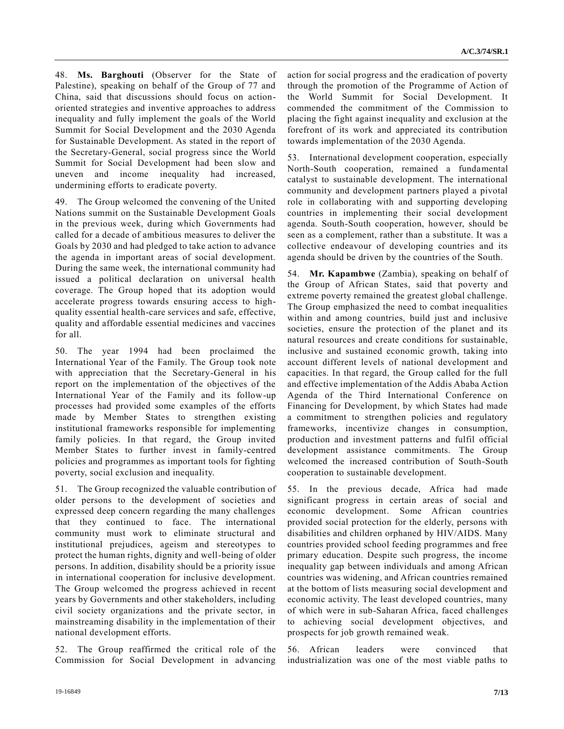48. **Ms. Barghouti** (Observer for the State of Palestine), speaking on behalf of the Group of 77 and China, said that discussions should focus on action-oriented strategies and inventive approaches to address inequality and fully implement the goals of the World Summit for Social Development and the 2030 Agenda for Sustainable Development. As stated in the report of the Secretary-General, social progress since the World Summit for Social Development had been slow and uneven and income inequality had increased, undermining efforts to eradicate poverty.

49. The Group welcomed the convening of the United Nations summit on the Sustainable Development Goals in the previous week, during which Governments had called for a decade of ambitious measures to deliver the Goals by 2030 and had pledged to take action to advance the agenda in important areas of social development. During the same week, the international community had issued a political declaration on universal health coverage. The Group hoped that its adoption would accelerate progress towards ensuring access to high-quality essential health-care services and safe, effective, quality and affordable essential medicines and vaccines for all.

50. The year 1994 had been proclaimed the International Year of the Family. The Group took note with appreciation that the Secretary-General in his report on the implementation of the objectives of the International Year of the Family and its follow-up processes had provided some examples of the efforts made by Member States to strengthen existing institutional frameworks responsible for implementing family policies. In that regard, the Group invited Member States to further invest in family-centred policies and programmes as important tools for fighting poverty, social exclusion and inequality.

51. The Group recognized the valuable contribution of older persons to the development of societies and expressed deep concern regarding the many challenges that they continued to face. The international community must work to eliminate structural and institutional prejudices, ageism and stereotypes to protect the human rights, dignity and well-being of older persons. In addition, disability should be a priority issue in international cooperation for inclusive development. The Group welcomed the progress achieved in recent years by Governments and other stakeholders, including civil society organizations and the private sector, in mainstreaming disability in the implementation of their national development efforts.

52. The Group reaffirmed the critical role of the Commission for Social Development in advancing action for social progress and the eradication of poverty through the promotion of the Programme of Action of the World Summit for Social Development. It commended the commitment of the Commission to placing the fight against inequality and exclusion at the forefront of its work and appreciated its contribution towards implementation of the 2030 Agenda.

53. International development cooperation, especially North-South cooperation, remained a fundamental catalyst to sustainable development. The international community and development partners played a pivotal role in collaborating with and supporting developing countries in implementing their social development agenda. South-South cooperation, however, should be seen as a complement, rather than a substitute. It was a collective endeavour of developing countries and its agenda should be driven by the countries of the South.

54. **Mr. Kapambwe** (Zambia), speaking on behalf of the Group of African States, said that poverty and extreme poverty remained the greatest global challenge. The Group emphasized the need to combat inequalities within and among countries, build just and inclusive societies, ensure the protection of the planet and its natural resources and create conditions for sustainable, inclusive and sustained economic growth, taking into account different levels of national development and capacities. In that regard, the Group called for the full and effective implementation of the Addis Ababa Action Agenda of the Third International Conference on Financing for Development, by which States had made a commitment to strengthen policies and regulatory frameworks, incentivize changes in consumption, production and investment patterns and fulfil official development assistance commitments. The Group welcomed the increased contribution of South-South cooperation to sustainable development.

55. In the previous decade, Africa had made significant progress in certain areas of social and economic development. Some African countries provided social protection for the elderly, persons with disabilities and children orphaned by HIV/AIDS. Many countries provided school feeding programmes and free primary education. Despite such progress, the income inequality gap between individuals and among African countries was widening, and African countries remained at the bottom of lists measuring social development and economic activity. The least developed countries, many of which were in sub-Saharan Africa, faced challenges to achieving social development objectives, and prospects for job growth remained weak.

56. African leaders were convinced that industrialization was one of the most viable paths to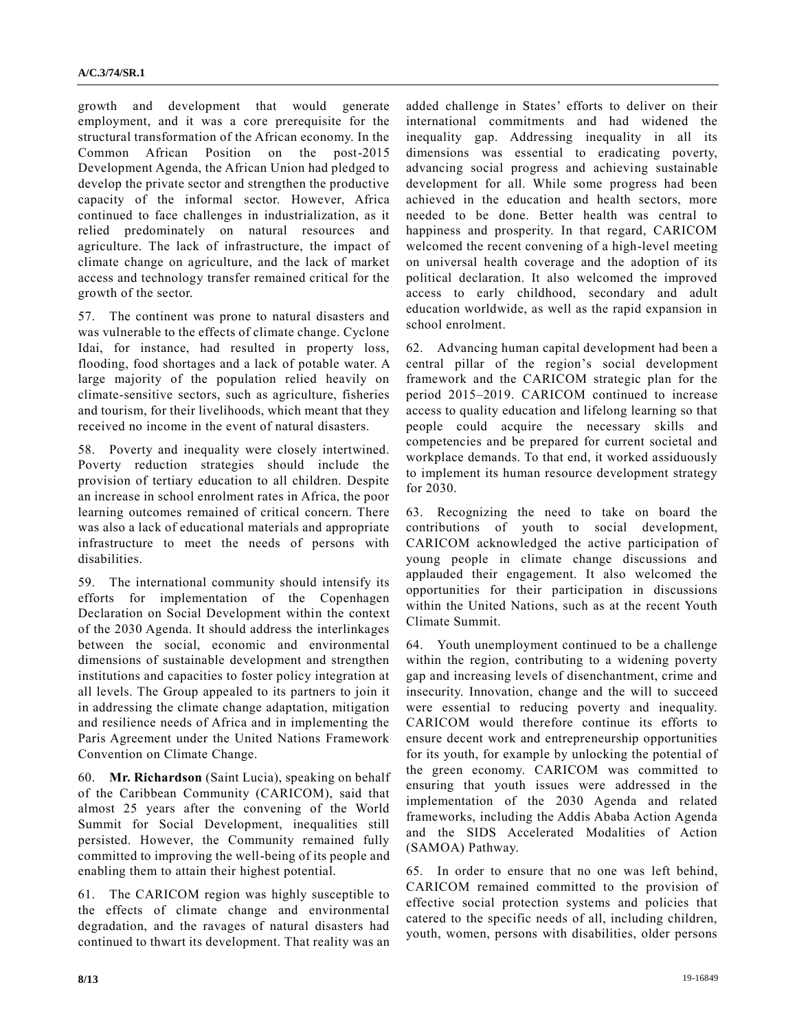growth and development that would generate employment, and it was a core prerequisite for the structural transformation of the African economy. In the Common African Position on the post-2015 Development Agenda, the African Union had pledged to develop the private sector and strengthen the productive capacity of the informal sector. However, Africa continued to face challenges in industrialization, as it relied predominately on natural resources and agriculture. The lack of infrastructure, the impact of climate change on agriculture, and the lack of market access and technology transfer remained critical for the growth of the sector.

57. The continent was prone to natural disasters and was vulnerable to the effects of climate change. Cyclone Idai, for instance, had resulted in property loss, flooding, food shortages and a lack of potable water. A large majority of the population relied heavily on climate-sensitive sectors, such as agriculture, fisheries and tourism, for their livelihoods, which meant that they received no income in the event of natural disasters.

58. Poverty and inequality were closely intertwined. Poverty reduction strategies should include the provision of tertiary education to all children. Despite an increase in school enrolment rates in Africa, the poor learning outcomes remained of critical concern. There was also a lack of educational materials and appropriate infrastructure to meet the needs of persons with disabilities.

59. The international community should intensify its efforts for implementation of the Copenhagen Declaration on Social Development within the context of the 2030 Agenda. It should address the interlinkages between the social, economic and environmental dimensions of sustainable development and strengthen institutions and capacities to foster policy integration at all levels. The Group appealed to its partners to join it in addressing the climate change adaptation, mitigation and resilience needs of Africa and in implementing the Paris Agreement under the United Nations Framework Convention on Climate Change.

60. **Mr. Richardson** (Saint Lucia), speaking on behalf of the Caribbean Community (CARICOM), said that almost 25 years after the convening of the World Summit for Social Development, inequalities still persisted. However, the Community remained fully committed to improving the well-being of its people and enabling them to attain their highest potential.

61. The CARICOM region was highly susceptible to the effects of climate change and environmental degradation, and the ravages of natural disasters had continued to thwart its development. That reality was an added challenge in States' efforts to deliver on their international commitments and had widened the inequality gap. Addressing inequality in all its dimensions was essential to eradicating poverty, advancing social progress and achieving sustainable development for all. While some progress had been achieved in the education and health sectors, more needed to be done. Better health was central to happiness and prosperity. In that regard, CARICOM welcomed the recent convening of a high-level meeting on universal health coverage and the adoption of its political declaration. It also welcomed the improved access to early childhood, secondary and adult education worldwide, as well as the rapid expansion in school enrolment.

62. Advancing human capital development had been a central pillar of the region's social development framework and the CARICOM strategic plan for the period 2015–2019. CARICOM continued to increase access to quality education and lifelong learning so that people could acquire the necessary skills and competencies and be prepared for current societal and workplace demands. To that end, it worked assiduously to implement its human resource development strategy for 2030.

63. Recognizing the need to take on board the contributions of youth to social development, CARICOM acknowledged the active participation of young people in climate change discussions and applauded their engagement. It also welcomed the opportunities for their participation in discussions within the United Nations, such as at the recent Youth Climate Summit.

64. Youth unemployment continued to be a challenge within the region, contributing to a widening poverty gap and increasing levels of disenchantment, crime and insecurity. Innovation, change and the will to succeed were essential to reducing poverty and inequality. CARICOM would therefore continue its efforts to ensure decent work and entrepreneurship opportunities for its youth, for example by unlocking the potential of the green economy. CARICOM was committed to ensuring that youth issues were addressed in the implementation of the 2030 Agenda and related frameworks, including the Addis Ababa Action Agenda and the SIDS Accelerated Modalities of Action (SAMOA) Pathway.

65. In order to ensure that no one was left behind, CARICOM remained committed to the provision of effective social protection systems and policies that catered to the specific needs of all, including children, youth, women, persons with disabilities, older persons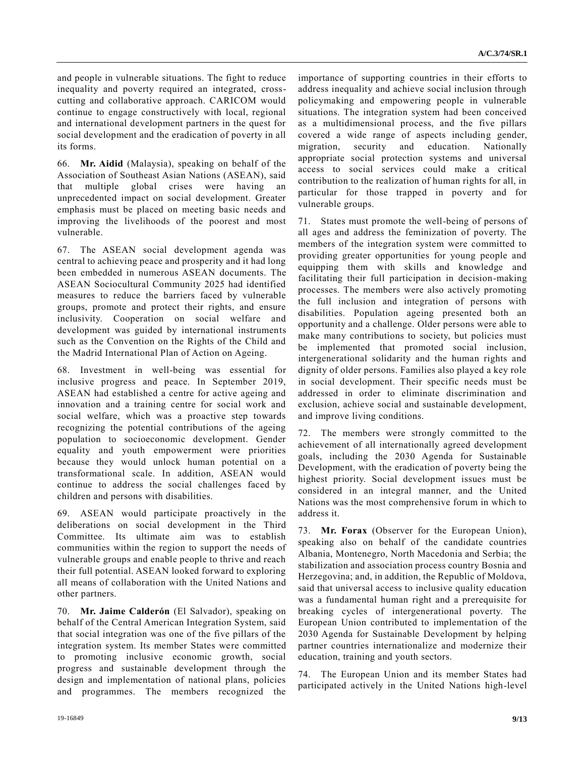and people in vulnerable situations. The fight to reduce inequality and poverty required an integrated, cross-cutting and collaborative approach. CARICOM would continue to engage constructively with local, regional and international development partners in the quest for social development and the eradication of poverty in all its forms.

66. **Mr. Aidid** (Malaysia), speaking on behalf of the Association of Southeast Asian Nations (ASEAN), said that multiple global crises were having an unprecedented impact on social development. Greater emphasis must be placed on meeting basic needs and improving the livelihoods of the poorest and most vulnerable.

67. The ASEAN social development agenda was central to achieving peace and prosperity and it had long been embedded in numerous ASEAN documents. The ASEAN Sociocultural Community 2025 had identified measures to reduce the barriers faced by vulnerable groups, promote and protect their rights, and ensure inclusivity. Cooperation on social welfare and development was guided by international instruments such as the Convention on the Rights of the Child and the Madrid International Plan of Action on Ageing.

68. Investment in well-being was essential for inclusive progress and peace. In September 2019, ASEAN had established a centre for active ageing and innovation and a training centre for social work and social welfare, which was a proactive step towards recognizing the potential contributions of the ageing population to socioeconomic development. Gender equality and youth empowerment were priorities because they would unlock human potential on a transformational scale. In addition, ASEAN would continue to address the social challenges faced by children and persons with disabilities.

69. ASEAN would participate proactively in the deliberations on social development in the Third Committee. Its ultimate aim was to establish communities within the region to support the needs of vulnerable groups and enable people to thrive and reach their full potential. ASEAN looked forward to exploring all means of collaboration with the United Nations and other partners.

70. **Mr. Jaime Calderón** (El Salvador), speaking on behalf of the Central American Integration System, said that social integration was one of the five pillars of the integration system. Its member States were committed to promoting inclusive economic growth, social progress and sustainable development through the design and implementation of national plans, policies and programmes. The members recognized the importance of supporting countries in their efforts to address inequality and achieve social inclusion through policymaking and empowering people in vulnerable situations. The integration system had been conceived as a multidimensional process, and the five pillars covered a wide range of aspects including gender, migration, security and education. Nationally appropriate social protection systems and universal access to social services could make a critical contribution to the realization of human rights for all, in particular for those trapped in poverty and for vulnerable groups.

71. States must promote the well-being of persons of all ages and address the feminization of poverty. The members of the integration system were committed to providing greater opportunities for young people and equipping them with skills and knowledge and facilitating their full participation in decision-making processes. The members were also actively promoting the full inclusion and integration of persons with disabilities. Population ageing presented both an opportunity and a challenge. Older persons were able to make many contributions to society, but policies must be implemented that promoted social inclusion, intergenerational solidarity and the human rights and dignity of older persons. Families also played a key role in social development. Their specific needs must be addressed in order to eliminate discrimination and exclusion, achieve social and sustainable development, and improve living conditions.

72. The members were strongly committed to the achievement of all internationally agreed development goals, including the 2030 Agenda for Sustainable Development, with the eradication of poverty being the highest priority. Social development issues must be considered in an integral manner, and the United Nations was the most comprehensive forum in which to address it.

73. **Mr. Forax** (Observer for the European Union), speaking also on behalf of the candidate countries Albania, Montenegro, North Macedonia and Serbia; the stabilization and association process country Bosnia and Herzegovina; and, in addition, the Republic of Moldova, said that universal access to inclusive quality education was a fundamental human right and a prerequisite for breaking cycles of intergenerational poverty. The European Union contributed to implementation of the 2030 Agenda for Sustainable Development by helping partner countries internationalize and modernize their education, training and youth sectors.

74. The European Union and its member States had participated actively in the United Nations high-level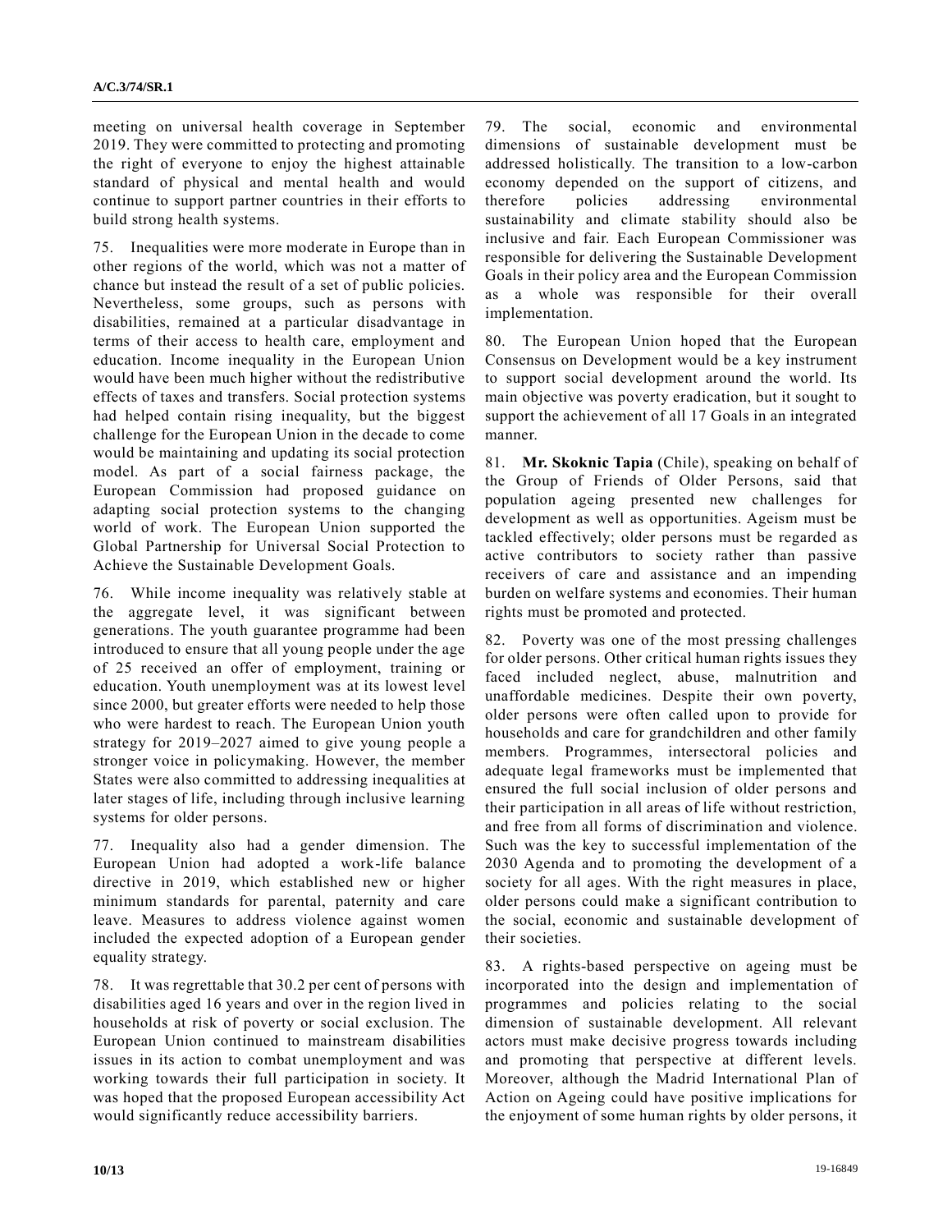meeting on universal health coverage in September 2019. They were committed to protecting and promoting the right of everyone to enjoy the highest attainable standard of physical and mental health and would continue to support partner countries in their efforts to build strong health systems.

75. Inequalities were more moderate in Europe than in other regions of the world, which was not a matter of chance but instead the result of a set of public policies. Nevertheless, some groups, such as persons with disabilities, remained at a particular disadvantage in terms of their access to health care, employment and education. Income inequality in the European Union would have been much higher without the redistributive effects of taxes and transfers. Social protection systems had helped contain rising inequality, but the biggest challenge for the European Union in the decade to come would be maintaining and updating its social protection model. As part of a social fairness package, the European Commission had proposed guidance on adapting social protection systems to the changing world of work. The European Union supported the Global Partnership for Universal Social Protection to Achieve the Sustainable Development Goals.

76. While income inequality was relatively stable at the aggregate level, it was significant between generations. The youth guarantee programme had been introduced to ensure that all young people under the age of 25 received an offer of employment, training or education. Youth unemployment was at its lowest level since 2000, but greater efforts were needed to help those who were hardest to reach. The European Union youth strategy for 2019–2027 aimed to give young people a stronger voice in policymaking. However, the member States were also committed to addressing inequalities at later stages of life, including through inclusive learning systems for older persons.

77. Inequality also had a gender dimension. The European Union had adopted a work-life balance directive in 2019, which established new or higher minimum standards for parental, paternity and care leave. Measures to address violence against women included the expected adoption of a European gender equality strategy.

78. It was regrettable that 30.2 per cent of persons with disabilities aged 16 years and over in the region lived in households at risk of poverty or social exclusion. The European Union continued to mainstream disabilities issues in its action to combat unemployment and was working towards their full participation in society. It was hoped that the proposed European accessibility Act would significantly reduce accessibility barriers.

79. The social, economic and environmental dimensions of sustainable development must be addressed holistically. The transition to a low-carbon economy depended on the support of citizens, and therefore policies addressing environmental sustainability and climate stability should also be inclusive and fair. Each European Commissioner was responsible for delivering the Sustainable Development Goals in their policy area and the European Commission as a whole was responsible for their overall implementation.

80. The European Union hoped that the European Consensus on Development would be a key instrument to support social development around the world. Its main objective was poverty eradication, but it sought to support the achievement of all 17 Goals in an integrated manner.

81. **Mr. Skoknic Tapia** (Chile), speaking on behalf of the Group of Friends of Older Persons, said that population ageing presented new challenges for development as well as opportunities. Ageism must be tackled effectively; older persons must be regarded as active contributors to society rather than passive receivers of care and assistance and an impending burden on welfare systems and economies. Their human rights must be promoted and protected.

82. Poverty was one of the most pressing challenges for older persons. Other critical human rights issues they faced included neglect, abuse, malnutrition and unaffordable medicines. Despite their own poverty, older persons were often called upon to provide for households and care for grandchildren and other family members. Programmes, intersectoral policies and adequate legal frameworks must be implemented that ensured the full social inclusion of older persons and their participation in all areas of life without restriction, and free from all forms of discrimination and violence. Such was the key to successful implementation of the 2030 Agenda and to promoting the development of a society for all ages. With the right measures in place, older persons could make a significant contribution to the social, economic and sustainable development of their societies.

83. A rights-based perspective on ageing must be incorporated into the design and implementation of programmes and policies relating to the social dimension of sustainable development. All relevant actors must make decisive progress towards including and promoting that perspective at different levels. Moreover, although the Madrid International Plan of Action on Ageing could have positive implications for the enjoyment of some human rights by older persons, it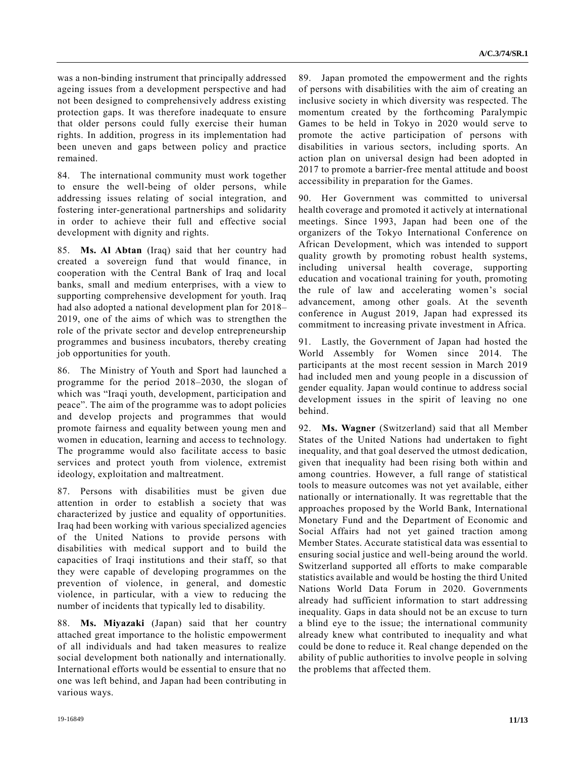was a non-binding instrument that principally addressed ageing issues from a development perspective and had not been designed to comprehensively address existing protection gaps. It was therefore inadequate to ensure that older persons could fully exercise their human rights. In addition, progress in its implementation had been uneven and gaps between policy and practice remained.

84. The international community must work together to ensure the well-being of older persons, while addressing issues relating of social integration, and fostering inter-generational partnerships and solidarity in order to achieve their full and effective social development with dignity and rights.

85. **Ms. Al Abtan** (Iraq) said that her country had created a sovereign fund that would finance, in cooperation with the Central Bank of Iraq and local banks, small and medium enterprises, with a view to supporting comprehensive development for youth. Iraq had also adopted a national development plan for 2018–2019, one of the aims of which was to strengthen the role of the private sector and develop entrepreneurship programmes and business incubators, thereby creating job opportunities for youth.

86. The Ministry of Youth and Sport had launched a programme for the period 2018–2030, the slogan of which was "Iraqi youth, development, participation and peace". The aim of the programme was to adopt policies and develop projects and programmes that would promote fairness and equality between young men and women in education, learning and access to technology. The programme would also facilitate access to basic services and protect youth from violence, extremist ideology, exploitation and maltreatment.

87. Persons with disabilities must be given due attention in order to establish a society that was characterized by justice and equality of opportunities. Iraq had been working with various specialized agencies of the United Nations to provide persons with disabilities with medical support and to build the capacities of Iraqi institutions and their staff, so that they were capable of developing programmes on the prevention of violence, in general, and domestic violence, in particular, with a view to reducing the number of incidents that typically led to disability.

88. **Ms. Miyazaki** (Japan) said that her country attached great importance to the holistic empowerment of all individuals and had taken measures to realize social development both nationally and internationally. International efforts would be essential to ensure that no one was left behind, and Japan had been contributing in various ways.

89. Japan promoted the empowerment and the rights of persons with disabilities with the aim of creating an inclusive society in which diversity was respected. The momentum created by the forthcoming Paralympic Games to be held in Tokyo in 2020 would serve to promote the active participation of persons with disabilities in various sectors, including sports. An action plan on universal design had been adopted in 2017 to promote a barrier-free mental attitude and boost accessibility in preparation for the Games.

90. Her Government was committed to universal health coverage and promoted it actively at international meetings. Since 1993, Japan had been one of the organizers of the Tokyo International Conference on African Development, which was intended to support quality growth by promoting robust health systems, including universal health coverage, supporting education and vocational training for youth, promoting the rule of law and accelerating women's social advancement, among other goals. At the seventh conference in August 2019, Japan had expressed its commitment to increasing private investment in Africa.

91. Lastly, the Government of Japan had hosted the World Assembly for Women since 2014. The participants at the most recent session in March 2019 had included men and young people in a discussion of gender equality. Japan would continue to address social development issues in the spirit of leaving no one behind.

92. **Ms. Wagner** (Switzerland) said that all Member States of the United Nations had undertaken to fight inequality, and that goal deserved the utmost dedication, given that inequality had been rising both within and among countries. However, a full range of statistical tools to measure outcomes was not yet available, either nationally or internationally. It was regrettable that the approaches proposed by the World Bank, International Monetary Fund and the Department of Economic and Social Affairs had not yet gained traction among Member States. Accurate statistical data was essential to ensuring social justice and well-being around the world. Switzerland supported all efforts to make comparable statistics available and would be hosting the third United Nations World Data Forum in 2020. Governments already had sufficient information to start addressing inequality. Gaps in data should not be an excuse to turn a blind eye to the issue; the international community already knew what contributed to inequality and what could be done to reduce it. Real change depended on the ability of public authorities to involve people in solving the problems that affected them.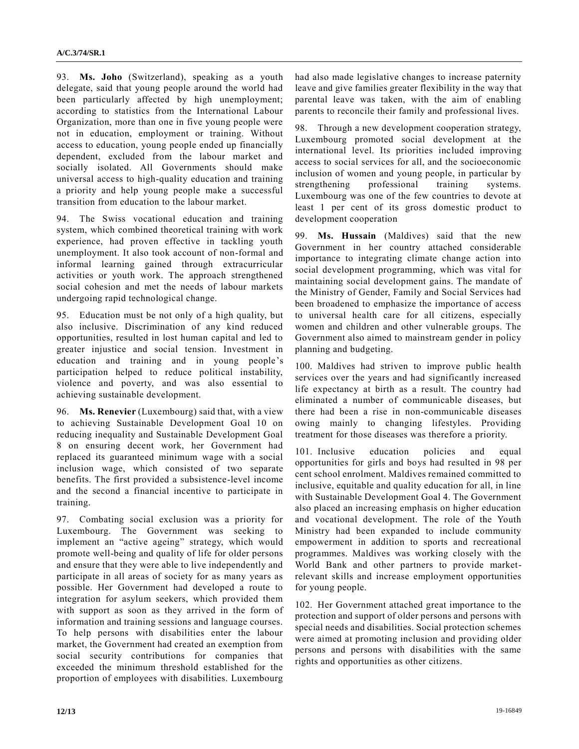93. **Ms. Joho** (Switzerland), speaking as a youth delegate, said that young people around the world had been particularly affected by high unemployment; according to statistics from the International Labour Organization, more than one in five young people were not in education, employment or training. Without access to education, young people ended up financially dependent, excluded from the labour market and socially isolated. All Governments should make universal access to high-quality education and training a priority and help young people make a successful transition from education to the labour market.

94. The Swiss vocational education and training system, which combined theoretical training with work experience, had proven effective in tackling youth unemployment. It also took account of non-formal and informal learning gained through extracurricular activities or youth work. The approach strengthened social cohesion and met the needs of labour markets undergoing rapid technological change.

95. Education must be not only of a high quality, but also inclusive. Discrimination of any kind reduced opportunities, resulted in lost human capital and led to greater injustice and social tension. Investment in education and training and in young people's participation helped to reduce political instability, violence and poverty, and was also essential to achieving sustainable development.

96. **Ms. Renevier** (Luxembourg) said that, with a view to achieving Sustainable Development Goal 10 on reducing inequality and Sustainable Development Goal 8 on ensuring decent work, her Government had replaced its guaranteed minimum wage with a social inclusion wage, which consisted of two separate benefits. The first provided a subsistence-level income and the second a financial incentive to participate in training.

97. Combating social exclusion was a priority for Luxembourg. The Government was seeking to implement an "active ageing" strategy, which would promote well-being and quality of life for older persons and ensure that they were able to live independently and participate in all areas of society for as many years as possible. Her Government had developed a route to integration for asylum seekers, which provided them with support as soon as they arrived in the form of information and training sessions and language courses. To help persons with disabilities enter the labour market, the Government had created an exemption from social security contributions for companies that exceeded the minimum threshold established for the proportion of employees with disabilities. Luxembourg had also made legislative changes to increase paternity leave and give families greater flexibility in the way that parental leave was taken, with the aim of enabling parents to reconcile their family and professional lives.

98. Through a new development cooperation strategy, Luxembourg promoted social development at the international level. Its priorities included improving access to social services for all, and the socioeconomic inclusion of women and young people, in particular by strengthening professional training systems. Luxembourg was one of the few countries to devote at least 1 per cent of its gross domestic product to development cooperation

99. **Ms. Hussain** (Maldives) said that the new Government in her country attached considerable importance to integrating climate change action into social development programming, which was vital for maintaining social development gains. The mandate of the Ministry of Gender, Family and Social Services had been broadened to emphasize the importance of access to universal health care for all citizens, especially women and children and other vulnerable groups. The Government also aimed to mainstream gender in policy planning and budgeting.

100. Maldives had striven to improve public health services over the years and had significantly increased life expectancy at birth as a result. The country had eliminated a number of communicable diseases, but there had been a rise in non-communicable diseases owing mainly to changing lifestyles. Providing treatment for those diseases was therefore a priority.

101. Inclusive education policies and equal opportunities for girls and boys had resulted in 98 per cent school enrolment. Maldives remained committed to inclusive, equitable and quality education for all, in line with Sustainable Development Goal 4. The Government also placed an increasing emphasis on higher education and vocational development. The role of the Youth Ministry had been expanded to include community empowerment in addition to sports and recreational programmes. Maldives was working closely with the World Bank and other partners to provide market-relevant skills and increase employment opportunities for young people.

102. Her Government attached great importance to the protection and support of older persons and persons with special needs and disabilities. Social protection schemes were aimed at promoting inclusion and providing older persons and persons with disabilities with the same rights and opportunities as other citizens.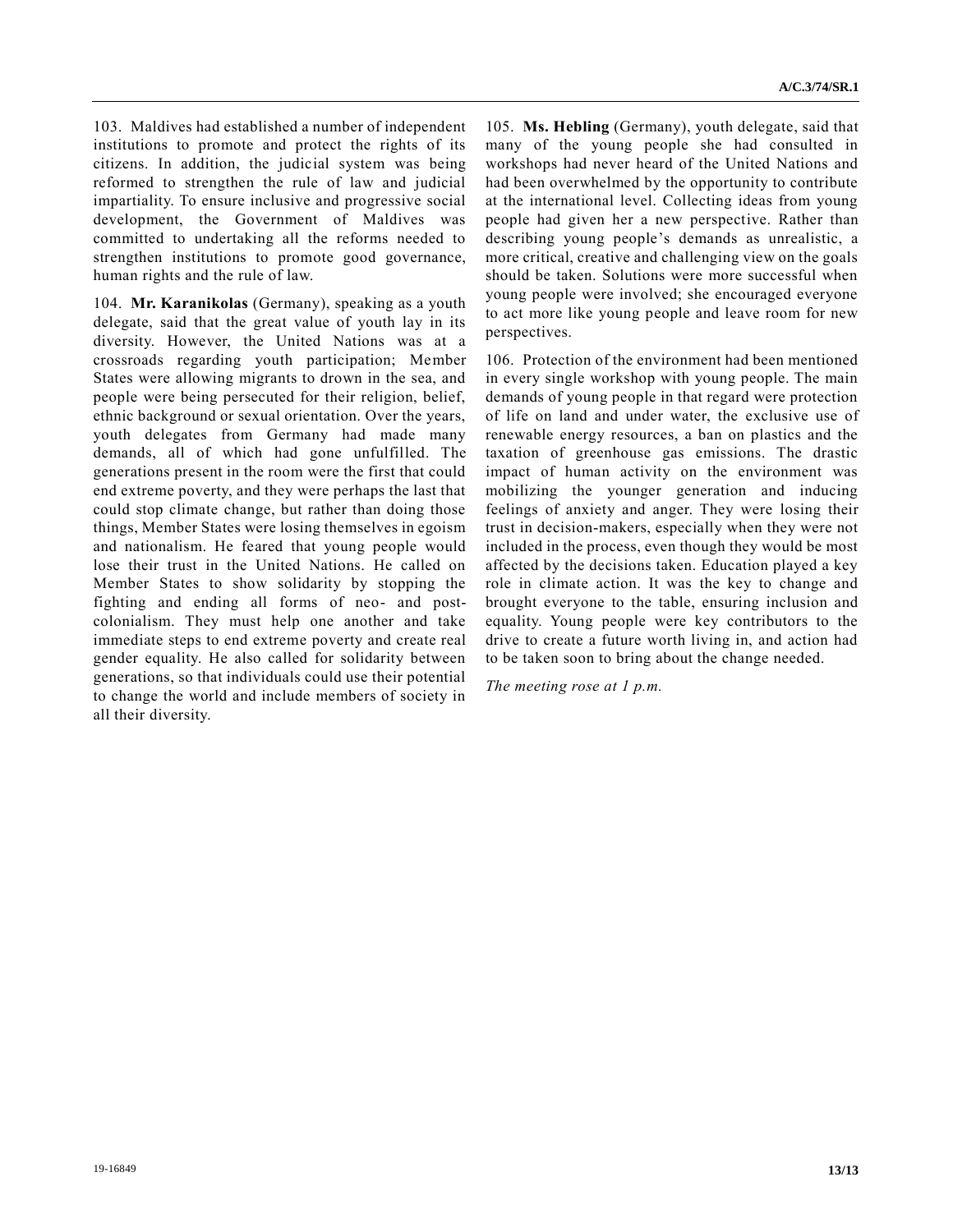103. Maldives had established a number of independent institutions to promote and protect the rights of its citizens. In addition, the judicial system was being reformed to strengthen the rule of law and judicial impartiality. To ensure inclusive and progressive social development, the Government of Maldives was committed to undertaking all the reforms needed to strengthen institutions to promote good governance, human rights and the rule of law.

104. **Mr. Karanikolas** (Germany), speaking as a youth delegate, said that the great value of youth lay in its diversity. However, the United Nations was at a crossroads regarding youth participation; Member States were allowing migrants to drown in the sea, and people were being persecuted for their religion, belief, ethnic background or sexual orientation. Over the years, youth delegates from Germany had made many demands, all of which had gone unfulfilled. The generations present in the room were the first that could end extreme poverty, and they were perhaps the last that could stop climate change, but rather than doing those things, Member States were losing themselves in egoism and nationalism. He feared that young people would lose their trust in the United Nations. He called on Member States to show solidarity by stopping the fighting and ending all forms of neo- and post-colonialism. They must help one another and take immediate steps to end extreme poverty and create real gender equality. He also called for solidarity between generations, so that individuals could use their potential to change the world and include members of society in all their diversity.

105. **Ms. Hebling** (Germany), youth delegate, said that many of the young people she had consulted in workshops had never heard of the United Nations and had been overwhelmed by the opportunity to contribute at the international level. Collecting ideas from young people had given her a new perspective. Rather than describing young people's demands as unrealistic, a more critical, creative and challenging view on the goals should be taken. Solutions were more successful when young people were involved; she encouraged everyone to act more like young people and leave room for new perspectives.

106. Protection of the environment had been mentioned in every single workshop with young people. The main demands of young people in that regard were protection of life on land and under water, the exclusive use of renewable energy resources, a ban on plastics and the taxation of greenhouse gas emissions. The drastic impact of human activity on the environment was mobilizing the younger generation and inducing feelings of anxiety and anger. They were losing their trust in decision-makers, especially when they were not included in the process, even though they would be most affected by the decisions taken. Education played a key role in climate action. It was the key to change and brought everyone to the table, ensuring inclusion and equality. Young people were key contributors to the drive to create a future worth living in, and action had to be taken soon to bring about the change needed.

*The meeting rose at 1 p.m.*